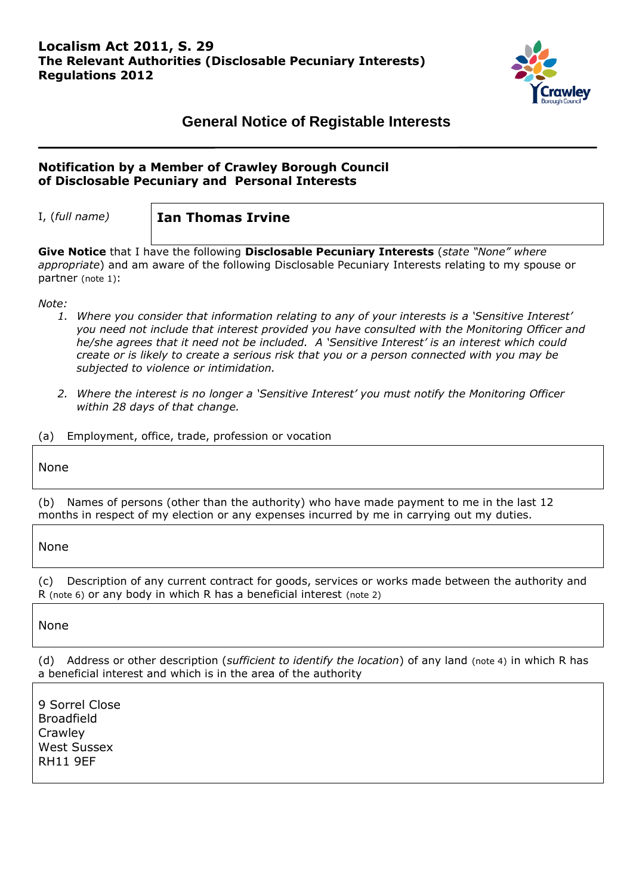**Localism Act 2011, S. 29**
**The Relevant Authorities (Disclosable Pecuniary Interests) Regulations 2012**

## General Notice of Registable Interests

---

### Notification by a Member of Crawley Borough Council of Disclosable Pecuniary and Personal Interests

I, (*full name*) **Ian Thomas Irvine**

**Give Notice** that I have the following **Disclosable Pecuniary Interests** (*state "None" where appropriate*) and am aware of the following Disclosable Pecuniary Interests relating to my spouse or partner (note 1):

*Note:*

1. *Where you consider that information relating to any of your interests is a 'Sensitive Interest' you need not include that interest provided you have consulted with the Monitoring Officer and he/she agrees that it need not be included. A 'Sensitive Interest' is an interest which could create or is likely to create a serious risk that you or a person connected with you may be subjected to violence or intimidation.*
2. *Where the interest is no longer a 'Sensitive Interest' you must notify the Monitoring Officer within 28 days of that change.*

(a) Employment, office, trade, profession or vocation

None

(b) Names of persons (other than the authority) who have made payment to me in the last 12 months in respect of my election or any expenses incurred by me in carrying out my duties.

None

(c) Description of any current contract for goods, services or works made between the authority and R (note 6) or any body in which R has a beneficial interest (note 2)

None

(d) Address or other description (*sufficient to identify the location*) of any land (note 4) in which R has a beneficial interest and which is in the area of the authority

9 Sorrel Close
Broadfield
Crawley
West Sussex
RH11 9EF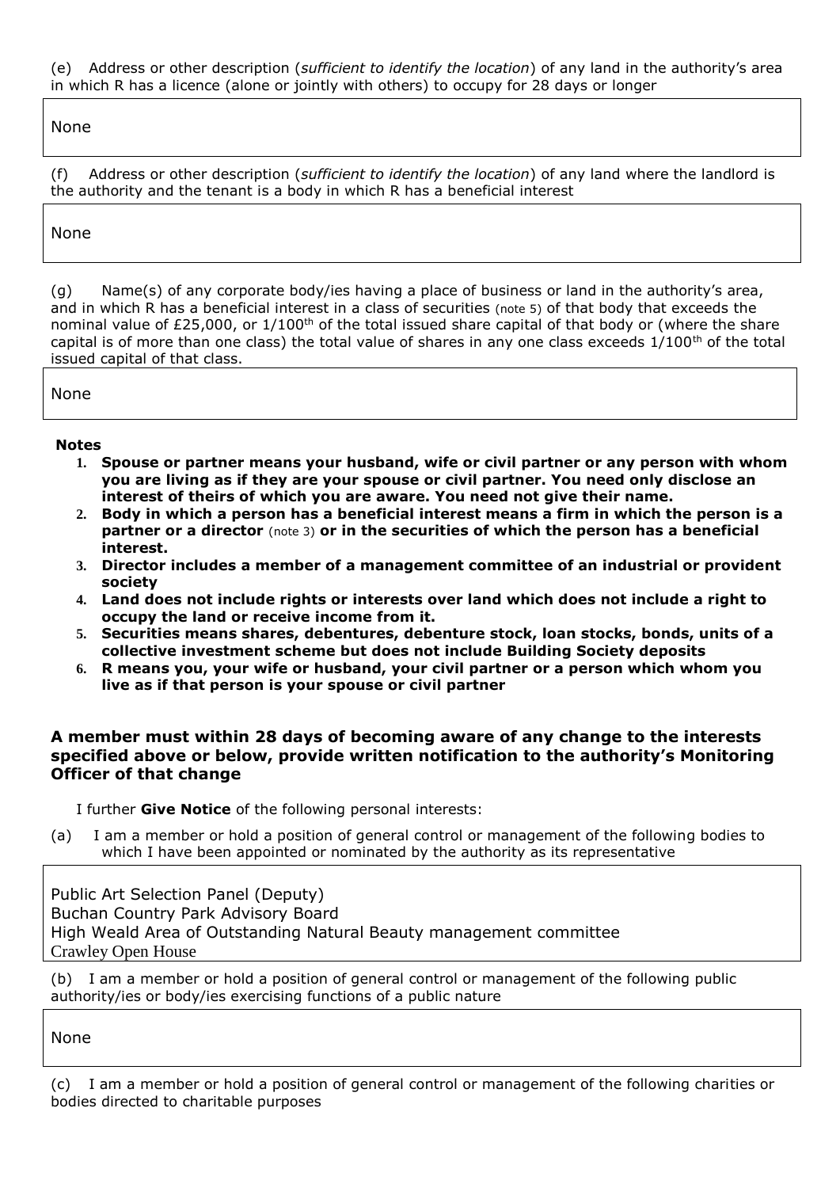(e) Address or other description (*sufficient to identify the location*) of any land in the authority's area in which R has a licence (alone or jointly with others) to occupy for 28 days or longer

None

(f) Address or other description (*sufficient to identify the location*) of any land where the landlord is the authority and the tenant is a body in which R has a beneficial interest

None

(g) Name(s) of any corporate body/ies having a place of business or land in the authority's area, and in which R has a beneficial interest in a class of securities (note 5) of that body that exceeds the nominal value of £25,000, or 1/100th of the total issued share capital of that body or (where the share capital is of more than one class) the total value of shares in any one class exceeds 1/100th of the total issued capital of that class.

None

**Notes**

1. **Spouse or partner means your husband, wife or civil partner or any person with whom you are living as if they are your spouse or civil partner. You need only disclose an interest of theirs of which you are aware. You need not give their name.**
2. **Body in which a person has a beneficial interest means a firm in which the person is a partner or a director** (note 3) **or in the securities of which the person has a beneficial interest.**
3. **Director includes a member of a management committee of an industrial or provident society**
4. **Land does not include rights or interests over land which does not include a right to occupy the land or receive income from it.**
5. **Securities means shares, debentures, debenture stock, loan stocks, bonds, units of a collective investment scheme but does not include Building Society deposits**
6. **R means you, your wife or husband, your civil partner or a person which whom you live as if that person is your spouse or civil partner**

### A member must within 28 days of becoming aware of any change to the interests specified above or below, provide written notification to the authority's Monitoring Officer of that change

I further **Give Notice** of the following personal interests:

(a) I am a member or hold a position of general control or management of the following bodies to which I have been appointed or nominated by the authority as its representative

Public Art Selection Panel (Deputy)
Buchan Country Park Advisory Board
High Weald Area of Outstanding Natural Beauty management committee
Crawley Open House

(b) I am a member or hold a position of general control or management of the following public authority/ies or body/ies exercising functions of a public nature

None

(c) I am a member or hold a position of general control or management of the following charities or bodies directed to charitable purposes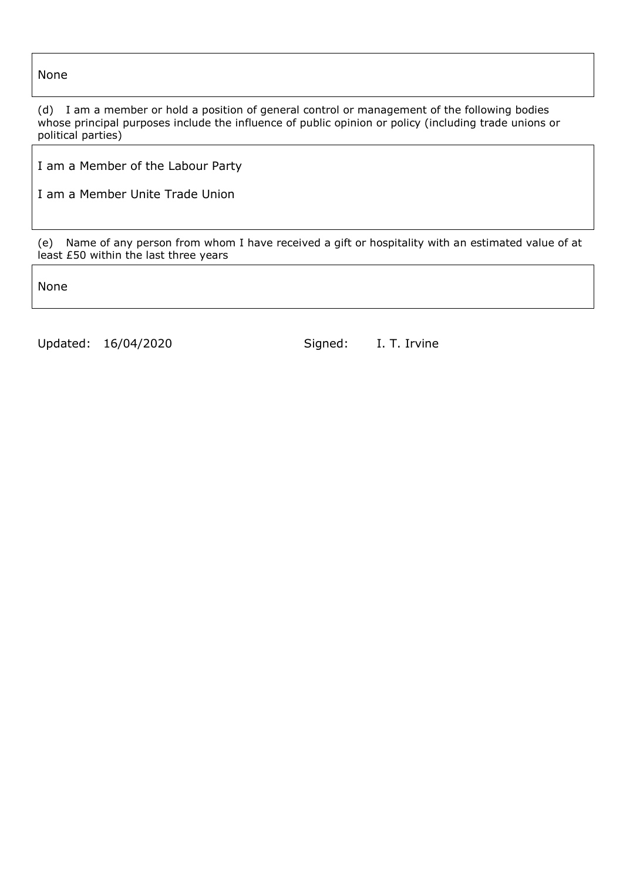None

(d) I am a member or hold a position of general control or management of the following bodies whose principal purposes include the influence of public opinion or policy (including trade unions or political parties)

I am a Member of the Labour Party

I am a Member Unite Trade Union

(e) Name of any person from whom I have received a gift or hospitality with an estimated value of at least £50 within the last three years

None

Updated: 16/04/2020 Signed: I. T. Irvine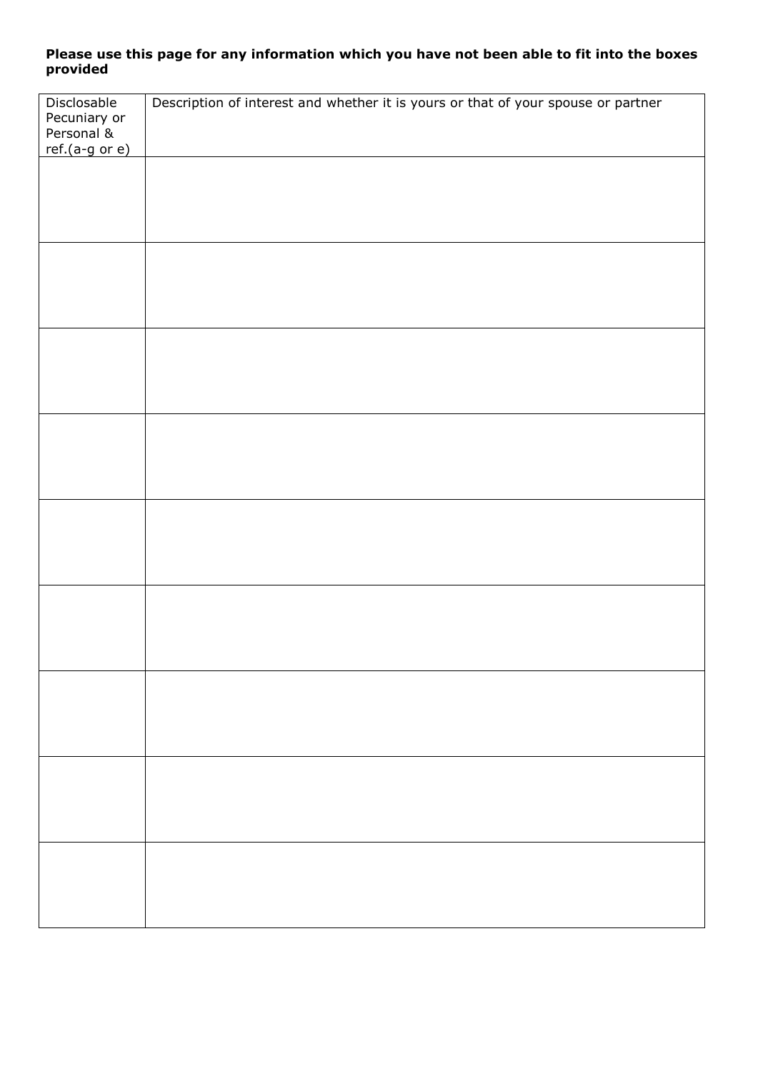**Please use this page for any information which you have not been able to fit into the boxes provided**

| Disclosable Pecuniary or Personal & ref.(a-g or e) | Description of interest and whether it is yours or that of your spouse or partner |
|---|---|
| | |
| | |
| | |
| | |
| | |
| | |
| | |
| | |
| | |